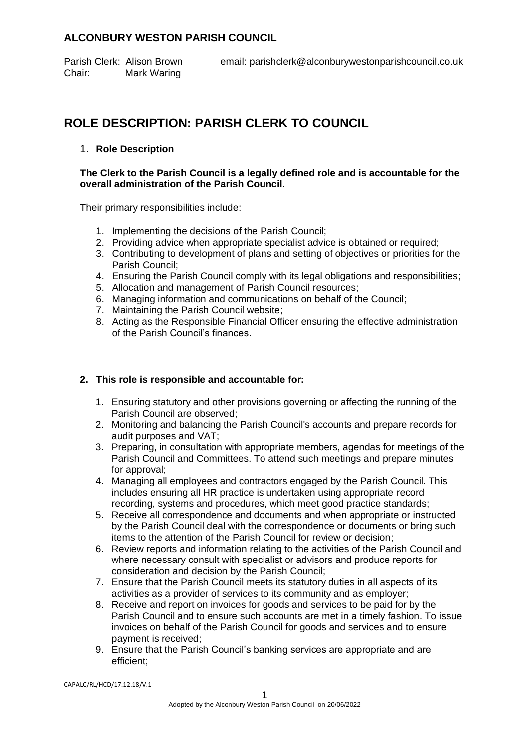## ALCONBURY WESTON PARISH COUNCIL

Parish Clerk: Alison Brown email: parishclerk@alconburywestonparishcouncil.co.uk
Chair: Mark Waring

# ROLE DESCRIPTION: PARISH CLERK TO COUNCIL

1. **Role Description**

**The Clerk to the Parish Council is a legally defined role and is accountable for the overall administration of the Parish Council.**

Their primary responsibilities include:

1. Implementing the decisions of the Parish Council;
2. Providing advice when appropriate specialist advice is obtained or required;
3. Contributing to development of plans and setting of objectives or priorities for the Parish Council;
4. Ensuring the Parish Council comply with its legal obligations and responsibilities;
5. Allocation and management of Parish Council resources;
6. Managing information and communications on behalf of the Council;
7. Maintaining the Parish Council website;
8. Acting as the Responsible Financial Officer ensuring the effective administration of the Parish Council's finances.

2. **This role is responsible and accountable for:**

1. Ensuring statutory and other provisions governing or affecting the running of the Parish Council are observed;
2. Monitoring and balancing the Parish Council's accounts and prepare records for audit purposes and VAT;
3. Preparing, in consultation with appropriate members, agendas for meetings of the Parish Council and Committees. To attend such meetings and prepare minutes for approval;
4. Managing all employees and contractors engaged by the Parish Council. This includes ensuring all HR practice is undertaken using appropriate record recording, systems and procedures, which meet good practice standards;
5. Receive all correspondence and documents and when appropriate or instructed by the Parish Council deal with the correspondence or documents or bring such items to the attention of the Parish Council for review or decision;
6. Review reports and information relating to the activities of the Parish Council and where necessary consult with specialist or advisors and produce reports for consideration and decision by the Parish Council;
7. Ensure that the Parish Council meets its statutory duties in all aspects of its activities as a provider of services to its community and as employer;
8. Receive and report on invoices for goods and services to be paid for by the Parish Council and to ensure such accounts are met in a timely fashion. To issue invoices on behalf of the Parish Council for goods and services and to ensure payment is received;
9. Ensure that the Parish Council's banking services are appropriate and are efficient;

CAPALC/RL/HCD/17.12.18/V.1

Adopted by the Alconbury Weston Parish Council on 20/06/2022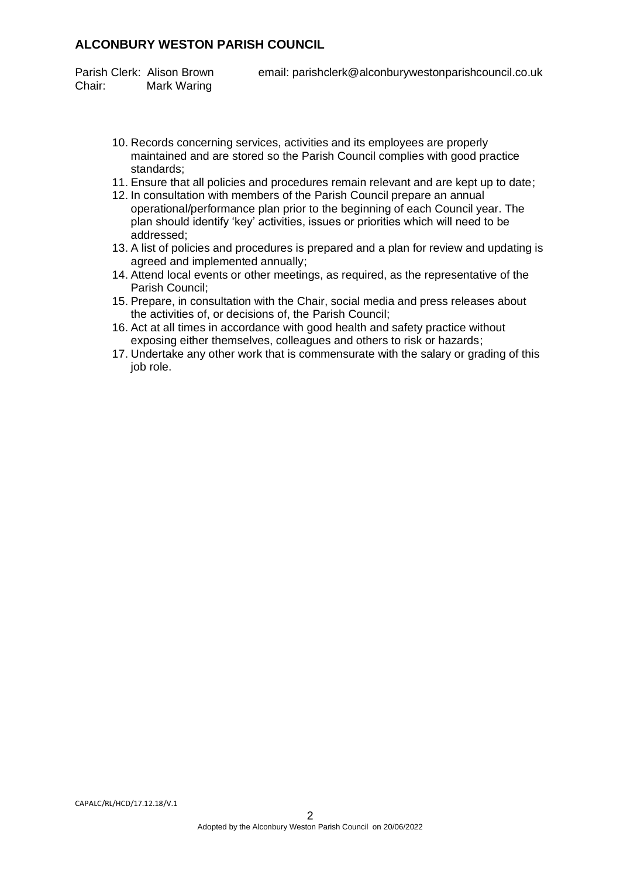10. Records concerning services, activities and its employees are properly maintained and are stored so the Parish Council complies with good practice standards;
11. Ensure that all policies and procedures remain relevant and are kept up to date;
12. In consultation with members of the Parish Council prepare an annual operational/performance plan prior to the beginning of each Council year. The plan should identify 'key' activities, issues or priorities which will need to be addressed;
13. A list of policies and procedures is prepared and a plan for review and updating is agreed and implemented annually;
14. Attend local events or other meetings, as required, as the representative of the Parish Council;
15. Prepare, in consultation with the Chair, social media and press releases about the activities of, or decisions of, the Parish Council;
16. Act at all times in accordance with good health and safety practice without exposing either themselves, colleagues and others to risk or hazards;
17. Undertake any other work that is commensurate with the salary or grading of this job role.